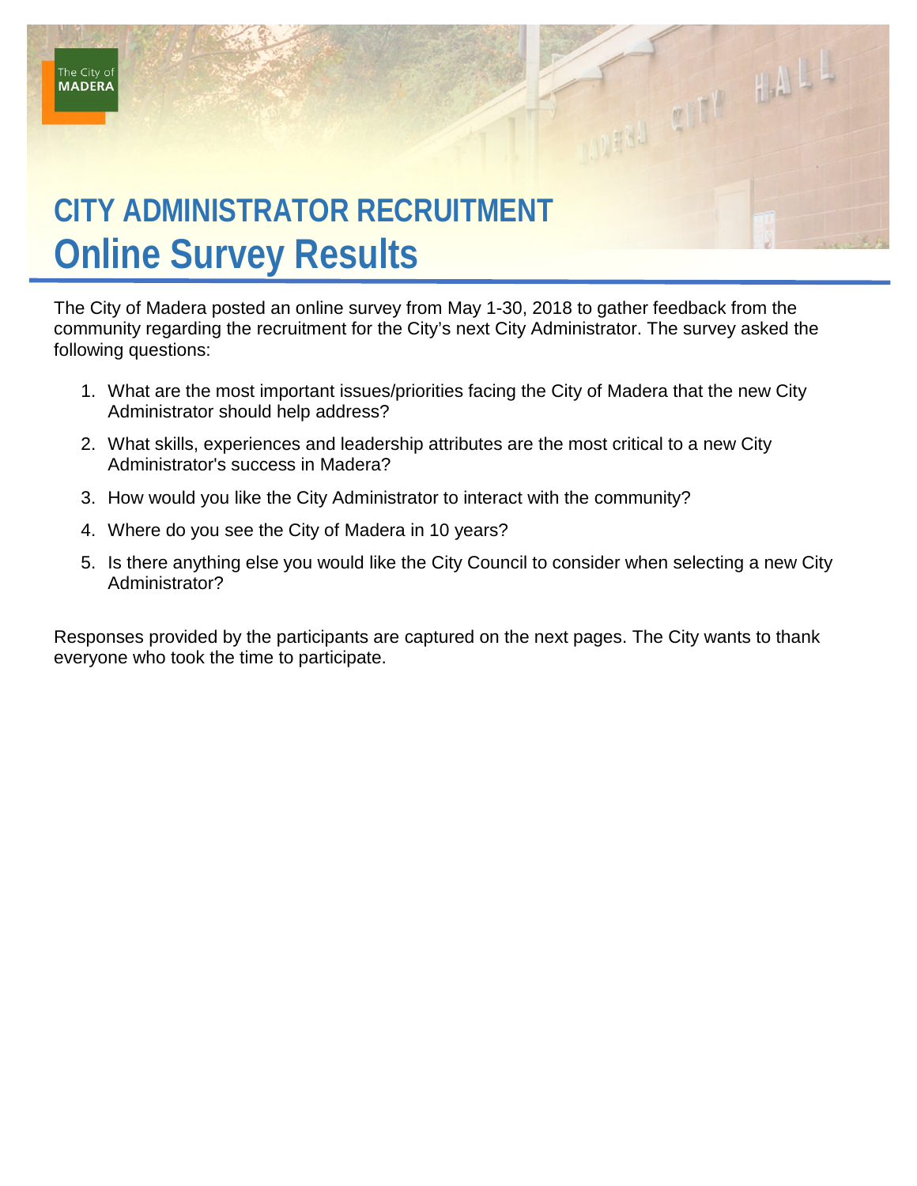# CITY ADMINISTRATOR RECRUITMENT

## Online Survey Results

The City of Madera posted an online survey from May 1-30, 2018 to gather feedback from the community regarding the recruitment for the City's next City Administrator. The survey asked the following questions:

1. What are the most important issues/priorities facing the City of Madera that the new City Administrator should help address?
2. What skills, experiences and leadership attributes are the most critical to a new City Administrator's success in Madera?
3. How would you like the City Administrator to interact with the community?
4. Where do you see the City of Madera in 10 years?
5. Is there anything else you would like the City Council to consider when selecting a new City Administrator?

Responses provided by the participants are captured on the next pages. The City wants to thank everyone who took the time to participate.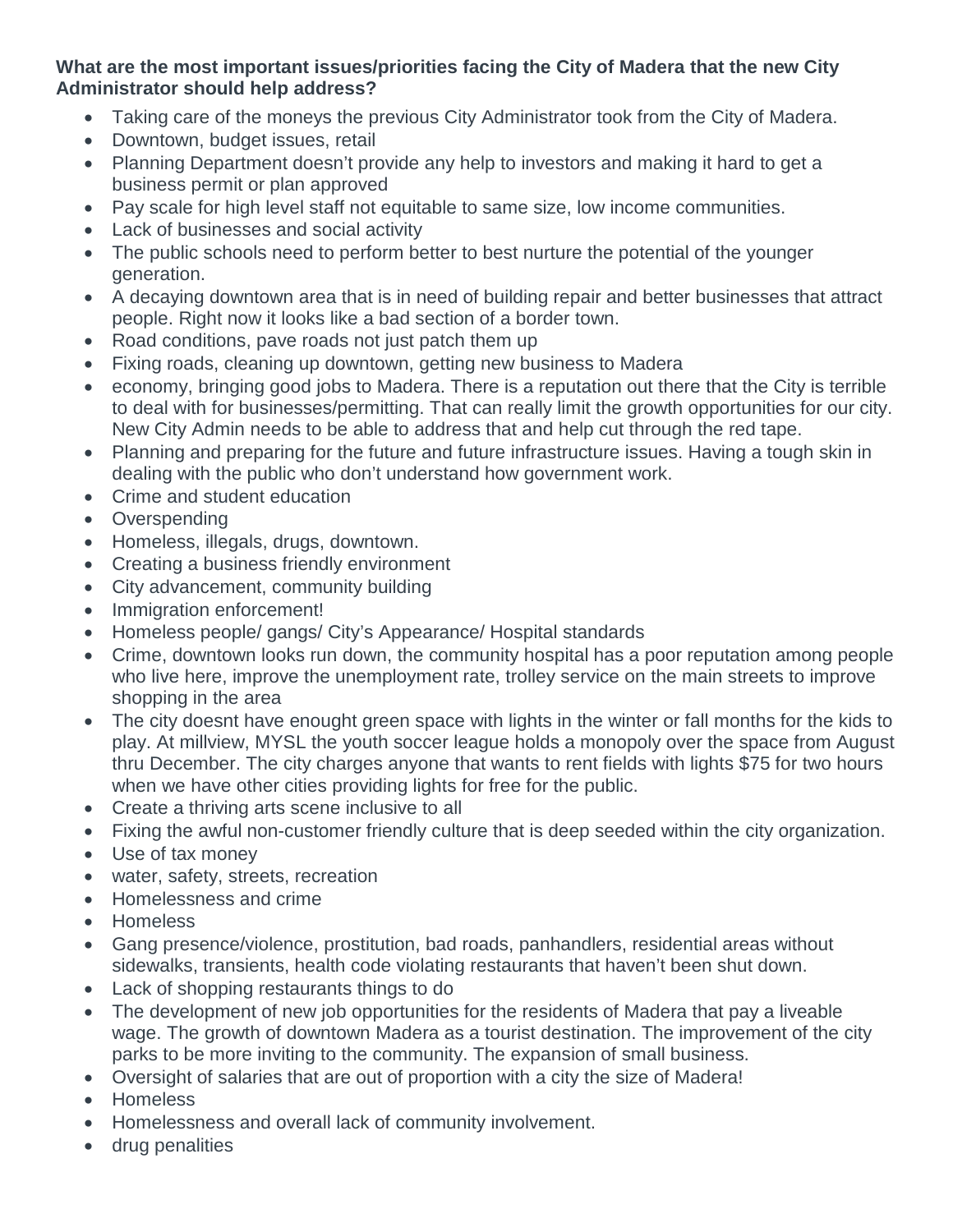**What are the most important issues/priorities facing the City of Madera that the new City Administrator should help address?**

- Taking care of the moneys the previous City Administrator took from the City of Madera.
- Downtown, budget issues, retail
- Planning Department doesn't provide any help to investors and making it hard to get a business permit or plan approved
- Pay scale for high level staff not equitable to same size, low income communities.
- Lack of businesses and social activity
- The public schools need to perform better to best nurture the potential of the younger generation.
- A decaying downtown area that is in need of building repair and better businesses that attract people. Right now it looks like a bad section of a border town.
- Road conditions, pave roads not just patch them up
- Fixing roads, cleaning up downtown, getting new business to Madera
- economy, bringing good jobs to Madera. There is a reputation out there that the City is terrible to deal with for businesses/permitting. That can really limit the growth opportunities for our city. New City Admin needs to be able to address that and help cut through the red tape.
- Planning and preparing for the future and future infrastructure issues. Having a tough skin in dealing with the public who don't understand how government work.
- Crime and student education
- Overspending
- Homeless, illegals, drugs, downtown.
- Creating a business friendly environment
- City advancement, community building
- Immigration enforcement!
- Homeless people/ gangs/ City's Appearance/ Hospital standards
- Crime, downtown looks run down, the community hospital has a poor reputation among people who live here, improve the unemployment rate, trolley service on the main streets to improve shopping in the area
- The city doesnt have enought green space with lights in the winter or fall months for the kids to play. At millview, MYSL the youth soccer league holds a monopoly over the space from August thru December. The city charges anyone that wants to rent fields with lights $75 for two hours when we have other cities providing lights for free for the public.
- Create a thriving arts scene inclusive to all
- Fixing the awful non-customer friendly culture that is deep seeded within the city organization.
- Use of tax money
- water, safety, streets, recreation
- Homelessness and crime
- Homeless
- Gang presence/violence, prostitution, bad roads, panhandlers, residential areas without sidewalks, transients, health code violating restaurants that haven't been shut down.
- Lack of shopping restaurants things to do
- The development of new job opportunities for the residents of Madera that pay a liveable wage. The growth of downtown Madera as a tourist destination. The improvement of the city parks to be more inviting to the community. The expansion of small business.
- Oversight of salaries that are out of proportion with a city the size of Madera!
- Homeless
- Homelessness and overall lack of community involvement.
- drug penalities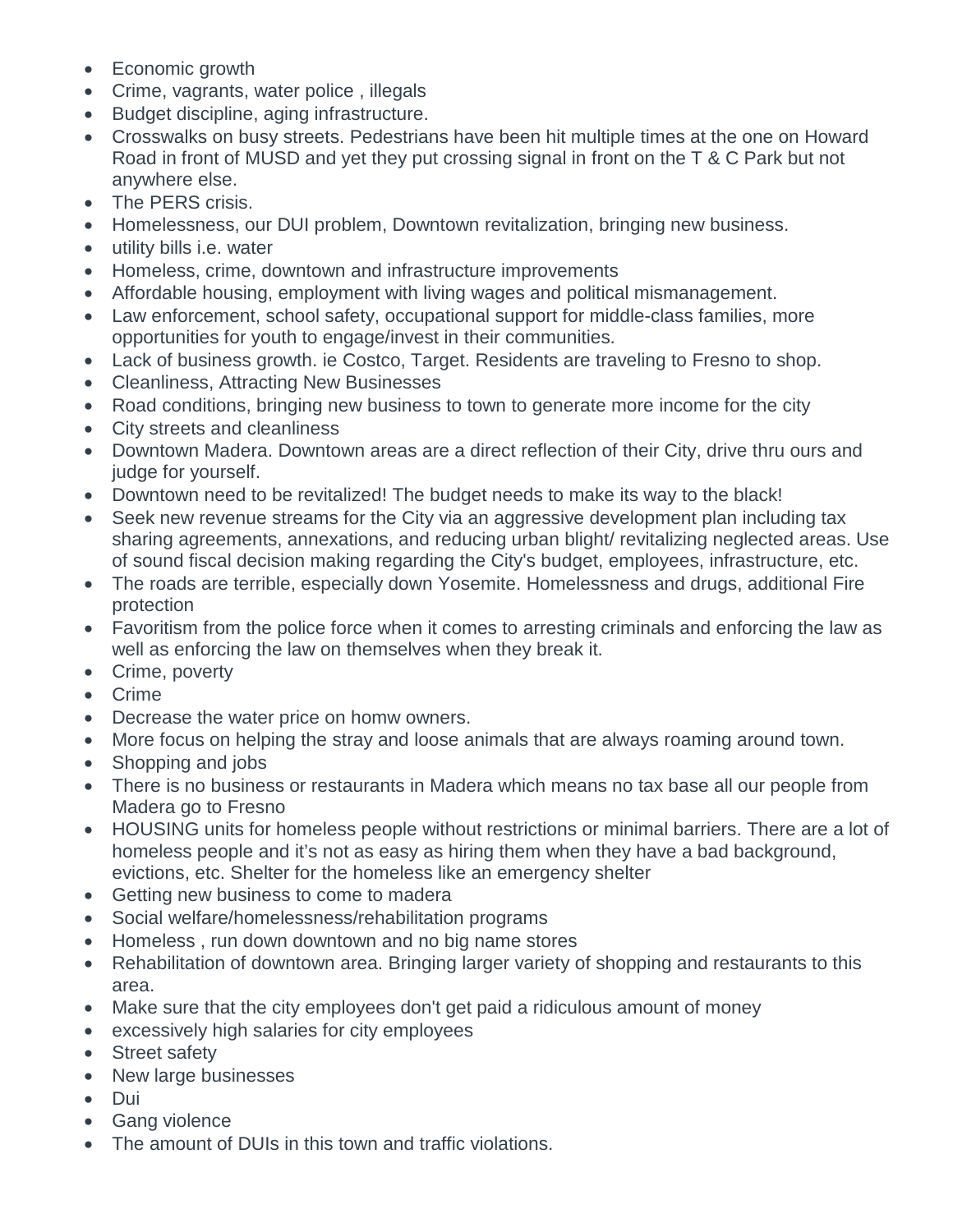- Economic growth
- Crime, vagrants, water police , illegals
- Budget discipline, aging infrastructure.
- Crosswalks on busy streets. Pedestrians have been hit multiple times at the one on Howard Road in front of MUSD and yet they put crossing signal in front on the T & C Park but not anywhere else.
- The PERS crisis.
- Homelessness, our DUI problem, Downtown revitalization, bringing new business.
- utility bills i.e. water
- Homeless, crime, downtown and infrastructure improvements
- Affordable housing, employment with living wages and political mismanagement.
- Law enforcement, school safety, occupational support for middle-class families, more opportunities for youth to engage/invest in their communities.
- Lack of business growth. ie Costco, Target. Residents are traveling to Fresno to shop.
- Cleanliness, Attracting New Businesses
- Road conditions, bringing new business to town to generate more income for the city
- City streets and cleanliness
- Downtown Madera. Downtown areas are a direct reflection of their City, drive thru ours and judge for yourself.
- Downtown need to be revitalized! The budget needs to make its way to the black!
- Seek new revenue streams for the City via an aggressive development plan including tax sharing agreements, annexations, and reducing urban blight/ revitalizing neglected areas. Use of sound fiscal decision making regarding the City's budget, employees, infrastructure, etc.
- The roads are terrible, especially down Yosemite. Homelessness and drugs, additional Fire protection
- Favoritism from the police force when it comes to arresting criminals and enforcing the law as well as enforcing the law on themselves when they break it.
- Crime, poverty
- Crime
- Decrease the water price on homw owners.
- More focus on helping the stray and loose animals that are always roaming around town.
- Shopping and jobs
- There is no business or restaurants in Madera which means no tax base all our people from Madera go to Fresno
- HOUSING units for homeless people without restrictions or minimal barriers. There are a lot of homeless people and it's not as easy as hiring them when they have a bad background, evictions, etc. Shelter for the homeless like an emergency shelter
- Getting new business to come to madera
- Social welfare/homelessness/rehabilitation programs
- Homeless , run down downtown and no big name stores
- Rehabilitation of downtown area. Bringing larger variety of shopping and restaurants to this area.
- Make sure that the city employees don't get paid a ridiculous amount of money
- excessively high salaries for city employees
- Street safety
- New large businesses
- Dui
- Gang violence
- The amount of DUIs in this town and traffic violations.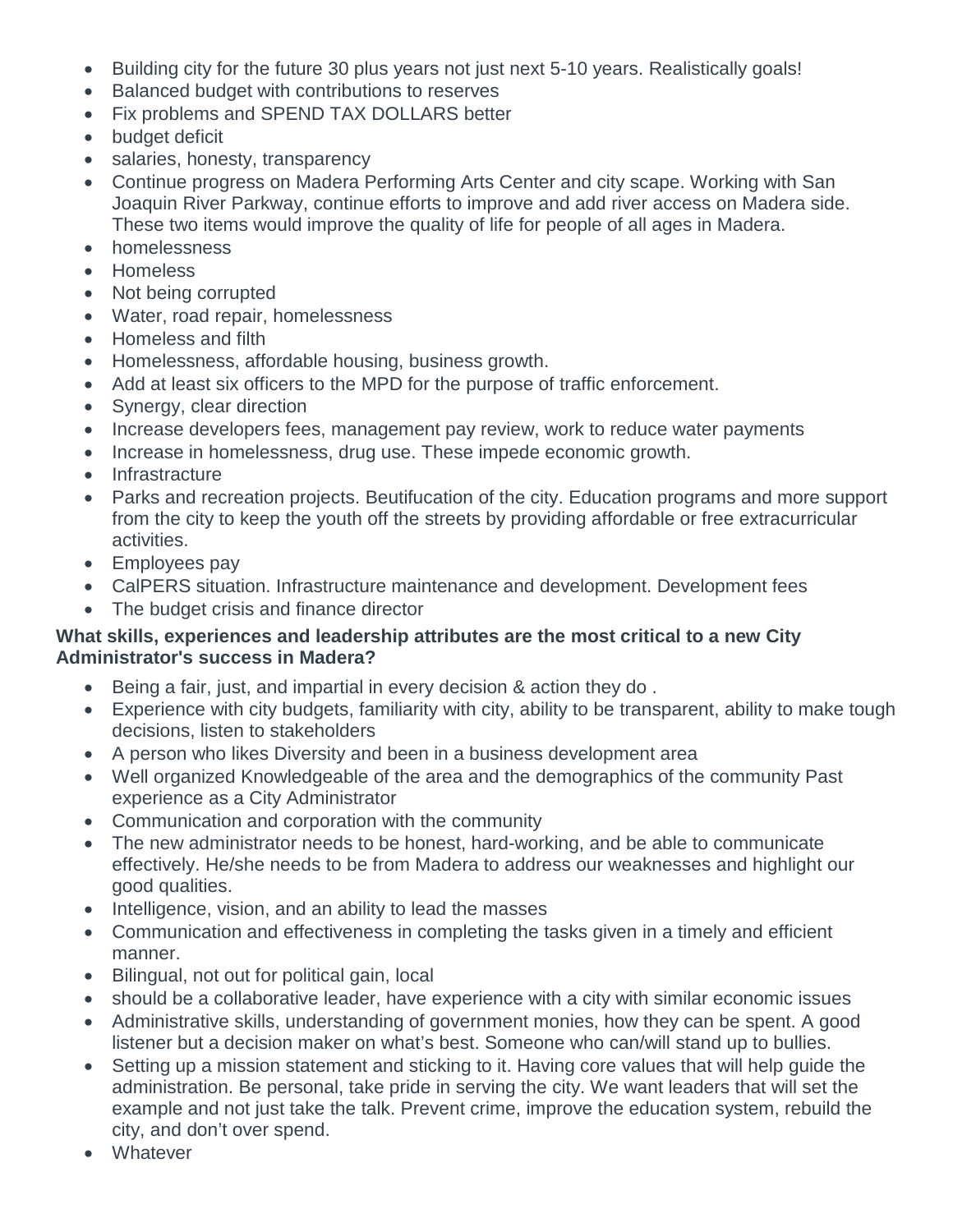- Building city for the future 30 plus years not just next 5-10 years. Realistically goals!
- Balanced budget with contributions to reserves
- Fix problems and SPEND TAX DOLLARS better
- budget deficit
- salaries, honesty, transparency
- Continue progress on Madera Performing Arts Center and city scape. Working with San Joaquin River Parkway, continue efforts to improve and add river access on Madera side. These two items would improve the quality of life for people of all ages in Madera.
- homelessness
- Homeless
- Not being corrupted
- Water, road repair, homelessness
- Homeless and filth
- Homelessness, affordable housing, business growth.
- Add at least six officers to the MPD for the purpose of traffic enforcement.
- Synergy, clear direction
- Increase developers fees, management pay review, work to reduce water payments
- Increase in homelessness, drug use. These impede economic growth.
- Infrastracture
- Parks and recreation projects. Beutifucation of the city. Education programs and more support from the city to keep the youth off the streets by providing affordable or free extracurricular activities.
- Employees pay
- CalPERS situation. Infrastructure maintenance and development. Development fees
- The budget crisis and finance director

**What skills, experiences and leadership attributes are the most critical to a new City Administrator's success in Madera?**

- Being a fair, just, and impartial in every decision & action they do .
- Experience with city budgets, familiarity with city, ability to be transparent, ability to make tough decisions, listen to stakeholders
- A person who likes Diversity and been in a business development area
- Well organized Knowledgeable of the area and the demographics of the community Past experience as a City Administrator
- Communication and corporation with the community
- The new administrator needs to be honest, hard-working, and be able to communicate effectively. He/she needs to be from Madera to address our weaknesses and highlight our good qualities.
- Intelligence, vision, and an ability to lead the masses
- Communication and effectiveness in completing the tasks given in a timely and efficient manner.
- Bilingual, not out for political gain, local
- should be a collaborative leader, have experience with a city with similar economic issues
- Administrative skills, understanding of government monies, how they can be spent. A good listener but a decision maker on what's best. Someone who can/will stand up to bullies.
- Setting up a mission statement and sticking to it. Having core values that will help guide the administration. Be personal, take pride in serving the city. We want leaders that will set the example and not just take the talk. Prevent crime, improve the education system, rebuild the city, and don't over spend.
- Whatever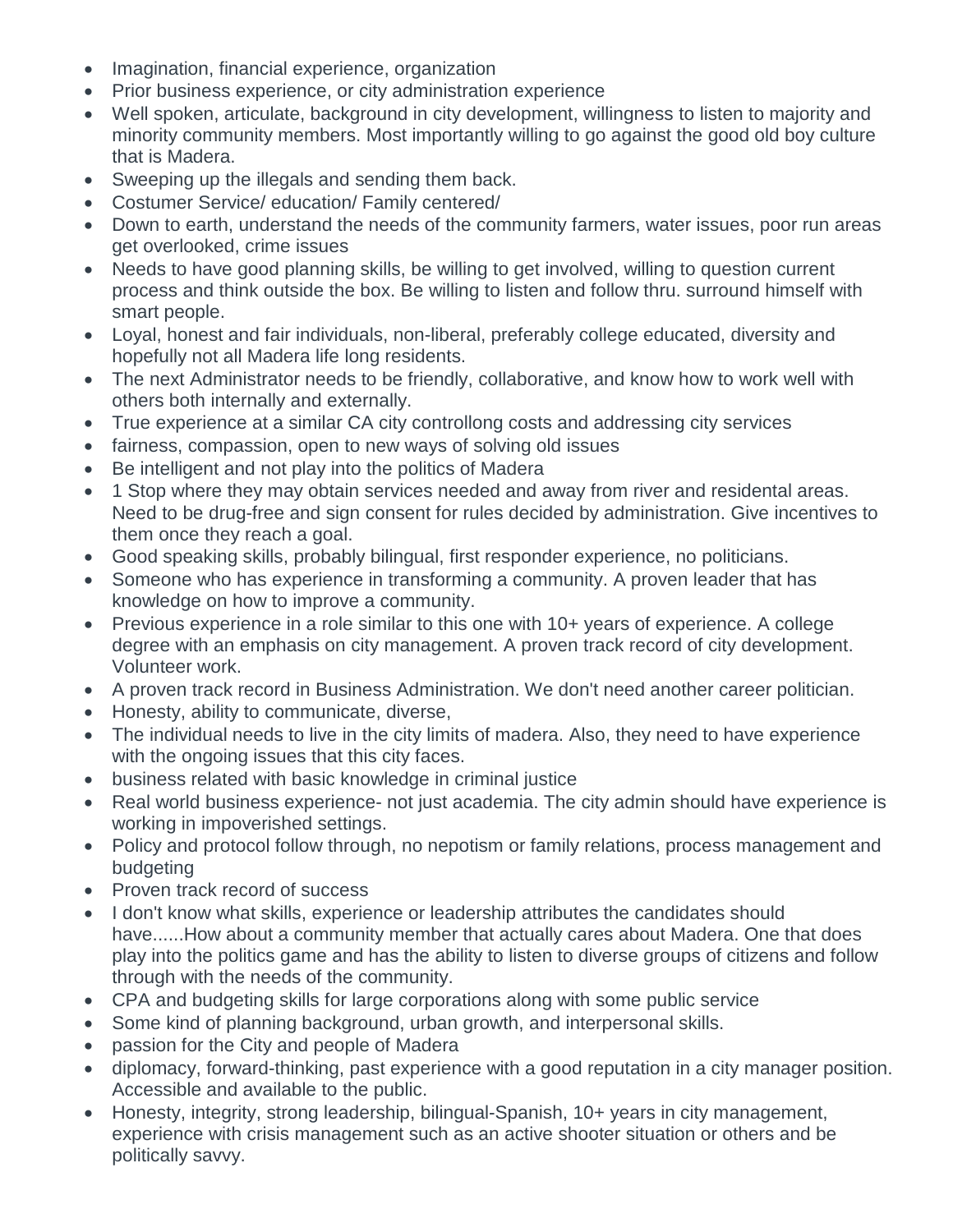- Imagination, financial experience, organization
- Prior business experience, or city administration experience
- Well spoken, articulate, background in city development, willingness to listen to majority and minority community members. Most importantly willing to go against the good old boy culture that is Madera.
- Sweeping up the illegals and sending them back.
- Costumer Service/ education/ Family centered/
- Down to earth, understand the needs of the community farmers, water issues, poor run areas get overlooked, crime issues
- Needs to have good planning skills, be willing to get involved, willing to question current process and think outside the box. Be willing to listen and follow thru. surround himself with smart people.
- Loyal, honest and fair individuals, non-liberal, preferably college educated, diversity and hopefully not all Madera life long residents.
- The next Administrator needs to be friendly, collaborative, and know how to work well with others both internally and externally.
- True experience at a similar CA city controllong costs and addressing city services
- fairness, compassion, open to new ways of solving old issues
- Be intelligent and not play into the politics of Madera
- 1 Stop where they may obtain services needed and away from river and residental areas. Need to be drug-free and sign consent for rules decided by administration. Give incentives to them once they reach a goal.
- Good speaking skills, probably bilingual, first responder experience, no politicians.
- Someone who has experience in transforming a community. A proven leader that has knowledge on how to improve a community.
- Previous experience in a role similar to this one with 10+ years of experience. A college degree with an emphasis on city management. A proven track record of city development. Volunteer work.
- A proven track record in Business Administration. We don't need another career politician.
- Honesty, ability to communicate, diverse,
- The individual needs to live in the city limits of madera. Also, they need to have experience with the ongoing issues that this city faces.
- business related with basic knowledge in criminal justice
- Real world business experience- not just academia. The city admin should have experience is working in impoverished settings.
- Policy and protocol follow through, no nepotism or family relations, process management and budgeting
- Proven track record of success
- I don't know what skills, experience or leadership attributes the candidates should have......How about a community member that actually cares about Madera. One that does play into the politics game and has the ability to listen to diverse groups of citizens and follow through with the needs of the community.
- CPA and budgeting skills for large corporations along with some public service
- Some kind of planning background, urban growth, and interpersonal skills.
- passion for the City and people of Madera
- diplomacy, forward-thinking, past experience with a good reputation in a city manager position. Accessible and available to the public.
- Honesty, integrity, strong leadership, bilingual-Spanish, 10+ years in city management, experience with crisis management such as an active shooter situation or others and be politically savvy.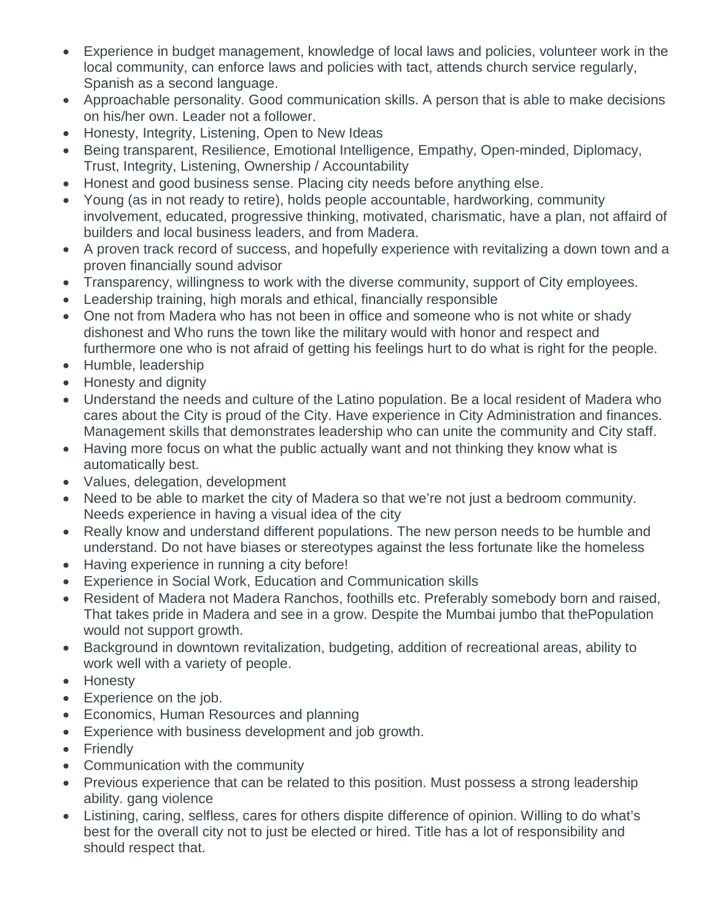- Experience in budget management, knowledge of local laws and policies, volunteer work in the local community, can enforce laws and policies with tact, attends church service regularly, Spanish as a second language.
- Approachable personality. Good communication skills. A person that is able to make decisions on his/her own. Leader not a follower.
- Honesty, Integrity, Listening, Open to New Ideas
- Being transparent, Resilience, Emotional Intelligence, Empathy, Open-minded, Diplomacy, Trust, Integrity, Listening, Ownership / Accountability
- Honest and good business sense. Placing city needs before anything else.
- Young (as in not ready to retire), holds people accountable, hardworking, community involvement, educated, progressive thinking, motivated, charismatic, have a plan, not affaird of builders and local business leaders, and from Madera.
- A proven track record of success, and hopefully experience with revitalizing a down town and a proven financially sound advisor
- Transparency, willingness to work with the diverse community, support of City employees.
- Leadership training, high morals and ethical, financially responsible
- One not from Madera who has not been in office and someone who is not white or shady dishonest and Who runs the town like the military would with honor and respect and furthermore one who is not afraid of getting his feelings hurt to do what is right for the people.
- Humble, leadership
- Honesty and dignity
- Understand the needs and culture of the Latino population. Be a local resident of Madera who cares about the City is proud of the City. Have experience in City Administration and finances. Management skills that demonstrates leadership who can unite the community and City staff.
- Having more focus on what the public actually want and not thinking they know what is automatically best.
- Values, delegation, development
- Need to be able to market the city of Madera so that we're not just a bedroom community. Needs experience in having a visual idea of the city
- Really know and understand different populations. The new person needs to be humble and understand. Do not have biases or stereotypes against the less fortunate like the homeless
- Having experience in running a city before!
- Experience in Social Work, Education and Communication skills
- Resident of Madera not Madera Ranchos, foothills etc. Preferably somebody born and raised, That takes pride in Madera and see in a grow. Despite the Mumbai jumbo that thePopulation would not support growth.
- Background in downtown revitalization, budgeting, addition of recreational areas, ability to work well with a variety of people.
- Honesty
- Experience on the job.
- Economics, Human Resources and planning
- Experience with business development and job growth.
- Friendly
- Communication with the community
- Previous experience that can be related to this position. Must possess a strong leadership ability. gang violence
- Listining, caring, selfless, cares for others dispite difference of opinion. Willing to do what's best for the overall city not to just be elected or hired. Title has a lot of responsibility and should respect that.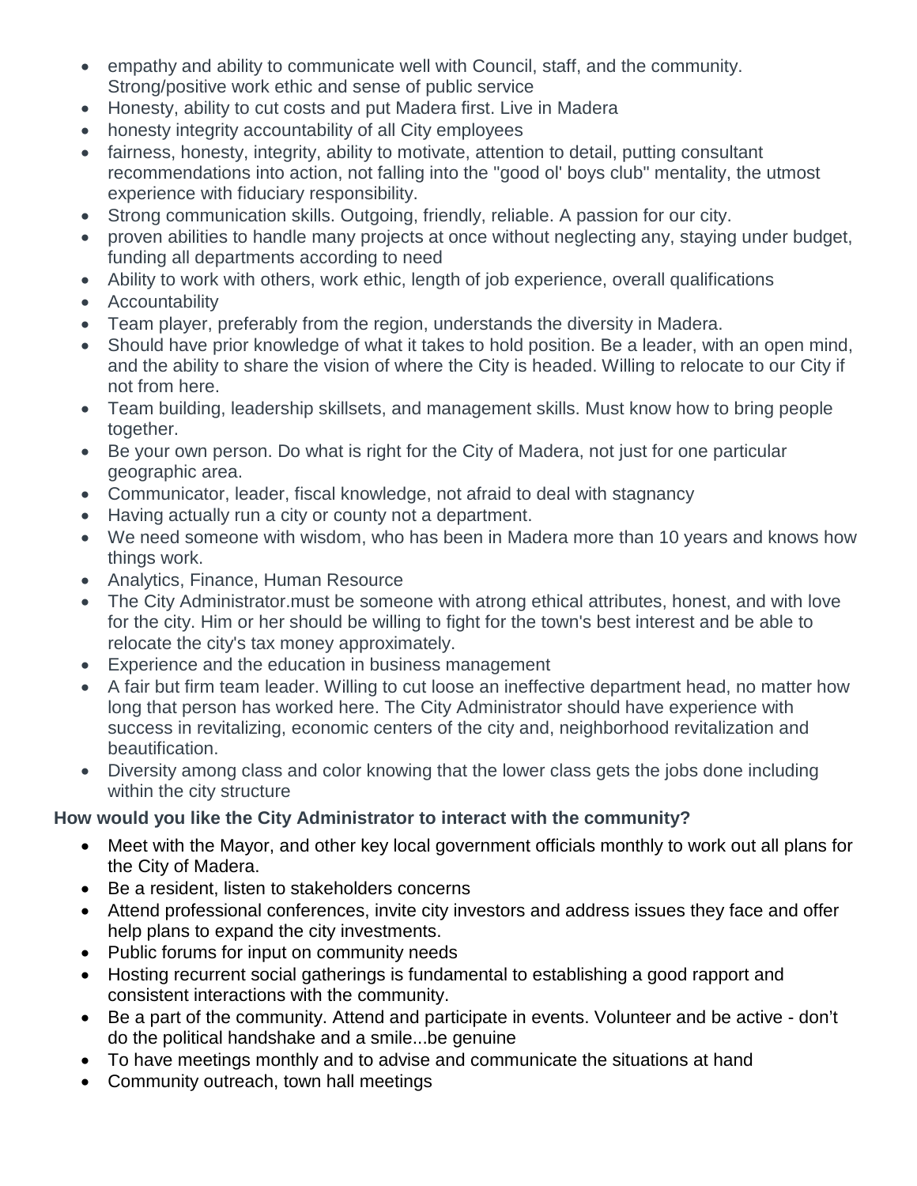- empathy and ability to communicate well with Council, staff, and the community. Strong/positive work ethic and sense of public service
- Honesty, ability to cut costs and put Madera first. Live in Madera
- honesty integrity accountability of all City employees
- fairness, honesty, integrity, ability to motivate, attention to detail, putting consultant recommendations into action, not falling into the "good ol' boys club" mentality, the utmost experience with fiduciary responsibility.
- Strong communication skills. Outgoing, friendly, reliable. A passion for our city.
- proven abilities to handle many projects at once without neglecting any, staying under budget, funding all departments according to need
- Ability to work with others, work ethic, length of job experience, overall qualifications
- Accountability
- Team player, preferably from the region, understands the diversity in Madera.
- Should have prior knowledge of what it takes to hold position. Be a leader, with an open mind, and the ability to share the vision of where the City is headed. Willing to relocate to our City if not from here.
- Team building, leadership skillsets, and management skills. Must know how to bring people together.
- Be your own person. Do what is right for the City of Madera, not just for one particular geographic area.
- Communicator, leader, fiscal knowledge, not afraid to deal with stagnancy
- Having actually run a city or county not a department.
- We need someone with wisdom, who has been in Madera more than 10 years and knows how things work.
- Analytics, Finance, Human Resource
- The City Administrator.must be someone with atrong ethical attributes, honest, and with love for the city. Him or her should be willing to fight for the town's best interest and be able to relocate the city's tax money approximately.
- Experience and the education in business management
- A fair but firm team leader. Willing to cut loose an ineffective department head, no matter how long that person has worked here. The City Administrator should have experience with success in revitalizing, economic centers of the city and, neighborhood revitalization and beautification.
- Diversity among class and color knowing that the lower class gets the jobs done including within the city structure

**How would you like the City Administrator to interact with the community?**

- Meet with the Mayor, and other key local government officials monthly to work out all plans for the City of Madera.
- Be a resident, listen to stakeholders concerns
- Attend professional conferences, invite city investors and address issues they face and offer help plans to expand the city investments.
- Public forums for input on community needs
- Hosting recurrent social gatherings is fundamental to establishing a good rapport and consistent interactions with the community.
- Be a part of the community. Attend and participate in events. Volunteer and be active - don't do the political handshake and a smile...be genuine
- To have meetings monthly and to advise and communicate the situations at hand
- Community outreach, town hall meetings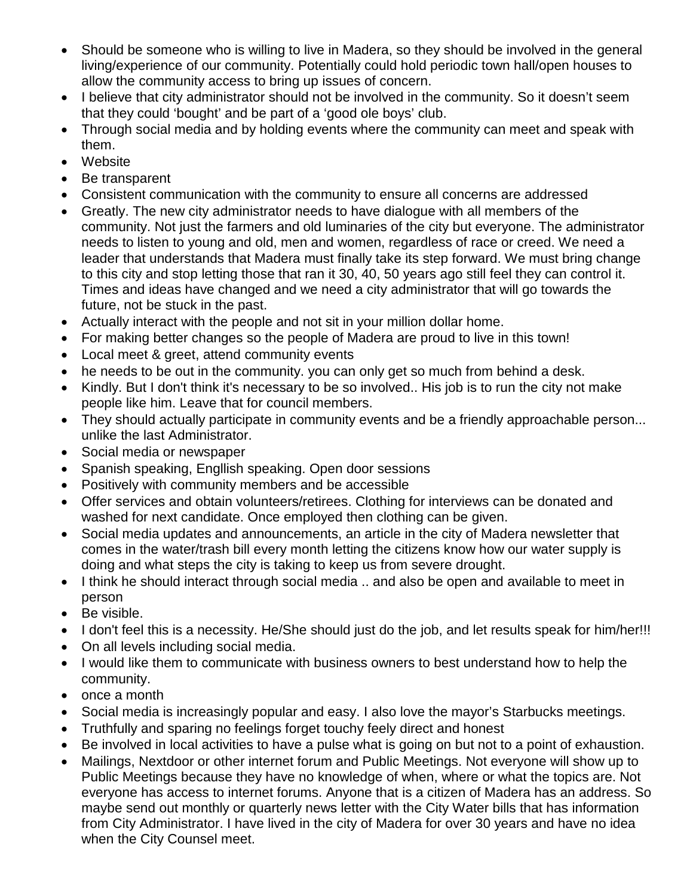- Should be someone who is willing to live in Madera, so they should be involved in the general living/experience of our community. Potentially could hold periodic town hall/open houses to allow the community access to bring up issues of concern.
- I believe that city administrator should not be involved in the community. So it doesn't seem that they could 'bought' and be part of a 'good ole boys' club.
- Through social media and by holding events where the community can meet and speak with them.
- Website
- Be transparent
- Consistent communication with the community to ensure all concerns are addressed
- Greatly. The new city administrator needs to have dialogue with all members of the community. Not just the farmers and old luminaries of the city but everyone. The administrator needs to listen to young and old, men and women, regardless of race or creed. We need a leader that understands that Madera must finally take its step forward. We must bring change to this city and stop letting those that ran it 30, 40, 50 years ago still feel they can control it. Times and ideas have changed and we need a city administrator that will go towards the future, not be stuck in the past.
- Actually interact with the people and not sit in your million dollar home.
- For making better changes so the people of Madera are proud to live in this town!
- Local meet & greet, attend community events
- he needs to be out in the community. you can only get so much from behind a desk.
- Kindly. But I don't think it's necessary to be so involved.. His job is to run the city not make people like him. Leave that for council members.
- They should actually participate in community events and be a friendly approachable person... unlike the last Administrator.
- Social media or newspaper
- Spanish speaking, Engllish speaking. Open door sessions
- Positively with community members and be accessible
- Offer services and obtain volunteers/retirees. Clothing for interviews can be donated and washed for next candidate. Once employed then clothing can be given.
- Social media updates and announcements, an article in the city of Madera newsletter that comes in the water/trash bill every month letting the citizens know how our water supply is doing and what steps the city is taking to keep us from severe drought.
- I think he should interact through social media .. and also be open and available to meet in person
- Be visible.
- I don't feel this is a necessity. He/She should just do the job, and let results speak for him/her!!!
- On all levels including social media.
- I would like them to communicate with business owners to best understand how to help the community.
- once a month
- Social media is increasingly popular and easy. I also love the mayor's Starbucks meetings.
- Truthfully and sparing no feelings forget touchy feely direct and honest
- Be involved in local activities to have a pulse what is going on but not to a point of exhaustion.
- Mailings, Nextdoor or other internet forum and Public Meetings. Not everyone will show up to Public Meetings because they have no knowledge of when, where or what the topics are. Not everyone has access to internet forums. Anyone that is a citizen of Madera has an address. So maybe send out monthly or quarterly news letter with the City Water bills that has information from City Administrator. I have lived in the city of Madera for over 30 years and have no idea when the City Counsel meet.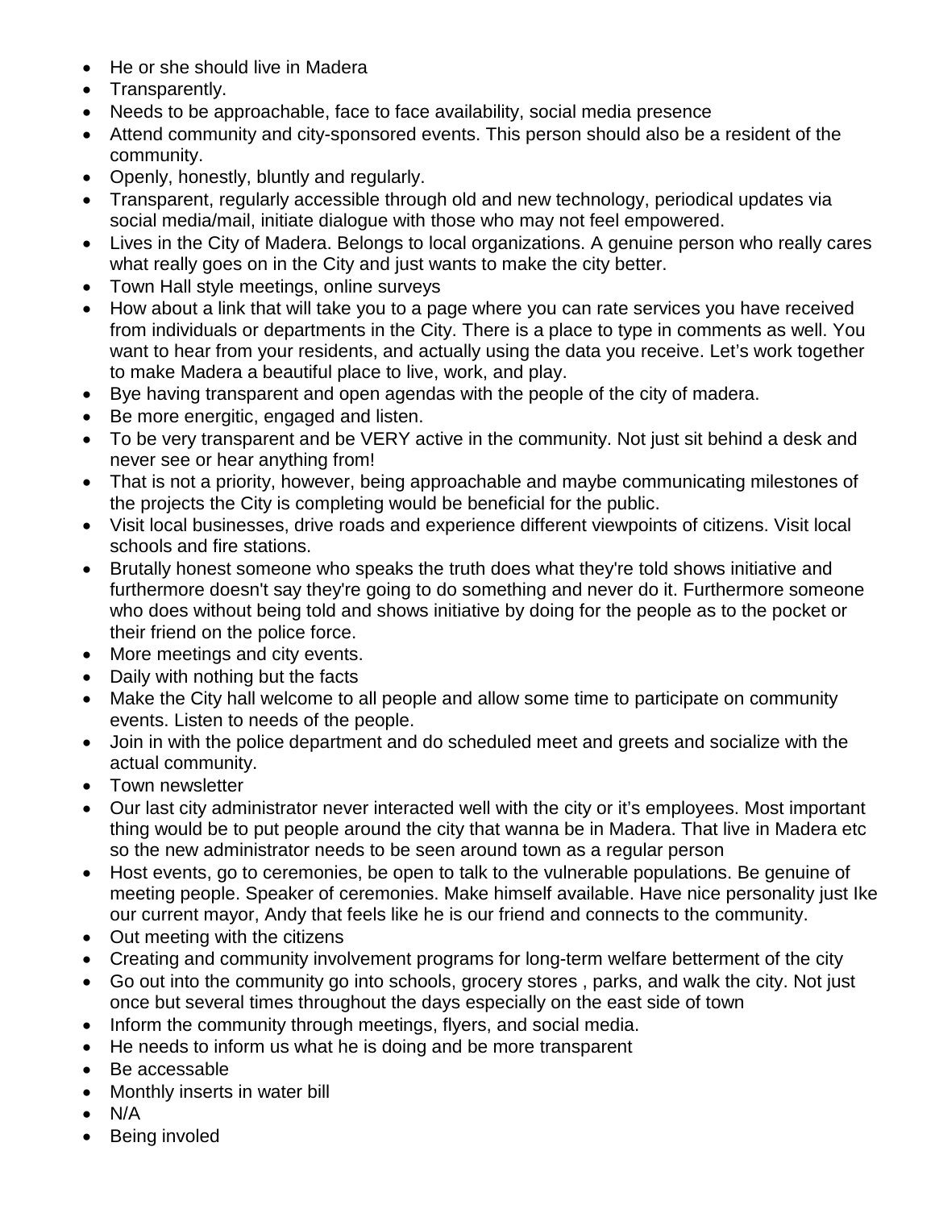- He or she should live in Madera
- Transparently.
- Needs to be approachable, face to face availability, social media presence
- Attend community and city-sponsored events. This person should also be a resident of the community.
- Openly, honestly, bluntly and regularly.
- Transparent, regularly accessible through old and new technology, periodical updates via social media/mail, initiate dialogue with those who may not feel empowered.
- Lives in the City of Madera. Belongs to local organizations. A genuine person who really cares what really goes on in the City and just wants to make the city better.
- Town Hall style meetings, online surveys
- How about a link that will take you to a page where you can rate services you have received from individuals or departments in the City. There is a place to type in comments as well. You want to hear from your residents, and actually using the data you receive. Let's work together to make Madera a beautiful place to live, work, and play.
- Bye having transparent and open agendas with the people of the city of madera.
- Be more energitic, engaged and listen.
- To be very transparent and be VERY active in the community. Not just sit behind a desk and never see or hear anything from!
- That is not a priority, however, being approachable and maybe communicating milestones of the projects the City is completing would be beneficial for the public.
- Visit local businesses, drive roads and experience different viewpoints of citizens. Visit local schools and fire stations.
- Brutally honest someone who speaks the truth does what they're told shows initiative and furthermore doesn't say they're going to do something and never do it. Furthermore someone who does without being told and shows initiative by doing for the people as to the pocket or their friend on the police force.
- More meetings and city events.
- Daily with nothing but the facts
- Make the City hall welcome to all people and allow some time to participate on community events. Listen to needs of the people.
- Join in with the police department and do scheduled meet and greets and socialize with the actual community.
- Town newsletter
- Our last city administrator never interacted well with the city or it's employees. Most important thing would be to put people around the city that wanna be in Madera. That live in Madera etc so the new administrator needs to be seen around town as a regular person
- Host events, go to ceremonies, be open to talk to the vulnerable populations. Be genuine of meeting people. Speaker of ceremonies. Make himself available. Have nice personality just Ike our current mayor, Andy that feels like he is our friend and connects to the community.
- Out meeting with the citizens
- Creating and community involvement programs for long-term welfare betterment of the city
- Go out into the community go into schools, grocery stores , parks, and walk the city. Not just once but several times throughout the days especially on the east side of town
- Inform the community through meetings, flyers, and social media.
- He needs to inform us what he is doing and be more transparent
- Be accessable
- Monthly inserts in water bill
- N/A
- Being involed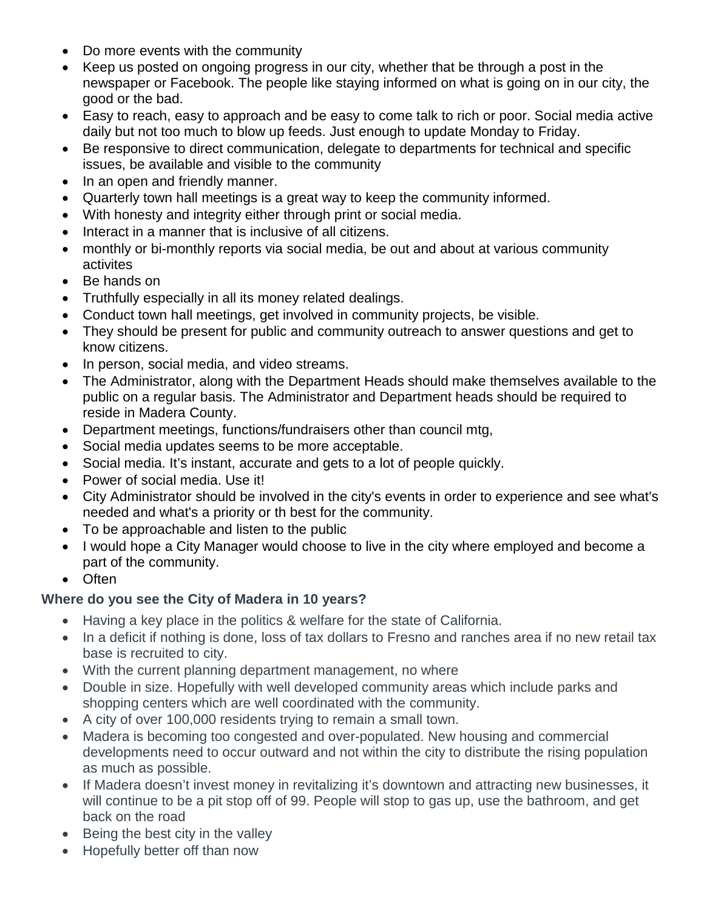- Do more events with the community
- Keep us posted on ongoing progress in our city, whether that be through a post in the newspaper or Facebook. The people like staying informed on what is going on in our city, the good or the bad.
- Easy to reach, easy to approach and be easy to come talk to rich or poor. Social media active daily but not too much to blow up feeds. Just enough to update Monday to Friday.
- Be responsive to direct communication, delegate to departments for technical and specific issues, be available and visible to the community
- In an open and friendly manner.
- Quarterly town hall meetings is a great way to keep the community informed.
- With honesty and integrity either through print or social media.
- Interact in a manner that is inclusive of all citizens.
- monthly or bi-monthly reports via social media, be out and about at various community activites
- Be hands on
- Truthfully especially in all its money related dealings.
- Conduct town hall meetings, get involved in community projects, be visible.
- They should be present for public and community outreach to answer questions and get to know citizens.
- In person, social media, and video streams.
- The Administrator, along with the Department Heads should make themselves available to the public on a regular basis. The Administrator and Department heads should be required to reside in Madera County.
- Department meetings, functions/fundraisers other than council mtg,
- Social media updates seems to be more acceptable.
- Social media. It's instant, accurate and gets to a lot of people quickly.
- Power of social media. Use it!
- City Administrator should be involved in the city's events in order to experience and see what's needed and what's a priority or th best for the community.
- To be approachable and listen to the public
- I would hope a City Manager would choose to live in the city where employed and become a part of the community.
- Often

**Where do you see the City of Madera in 10 years?**

- Having a key place in the politics & welfare for the state of California.
- In a deficit if nothing is done, loss of tax dollars to Fresno and ranches area if no new retail tax base is recruited to city.
- With the current planning department management, no where
- Double in size. Hopefully with well developed community areas which include parks and shopping centers which are well coordinated with the community.
- A city of over 100,000 residents trying to remain a small town.
- Madera is becoming too congested and over-populated. New housing and commercial developments need to occur outward and not within the city to distribute the rising population as much as possible.
- If Madera doesn't invest money in revitalizing it's downtown and attracting new businesses, it will continue to be a pit stop off of 99. People will stop to gas up, use the bathroom, and get back on the road
- Being the best city in the valley
- Hopefully better off than now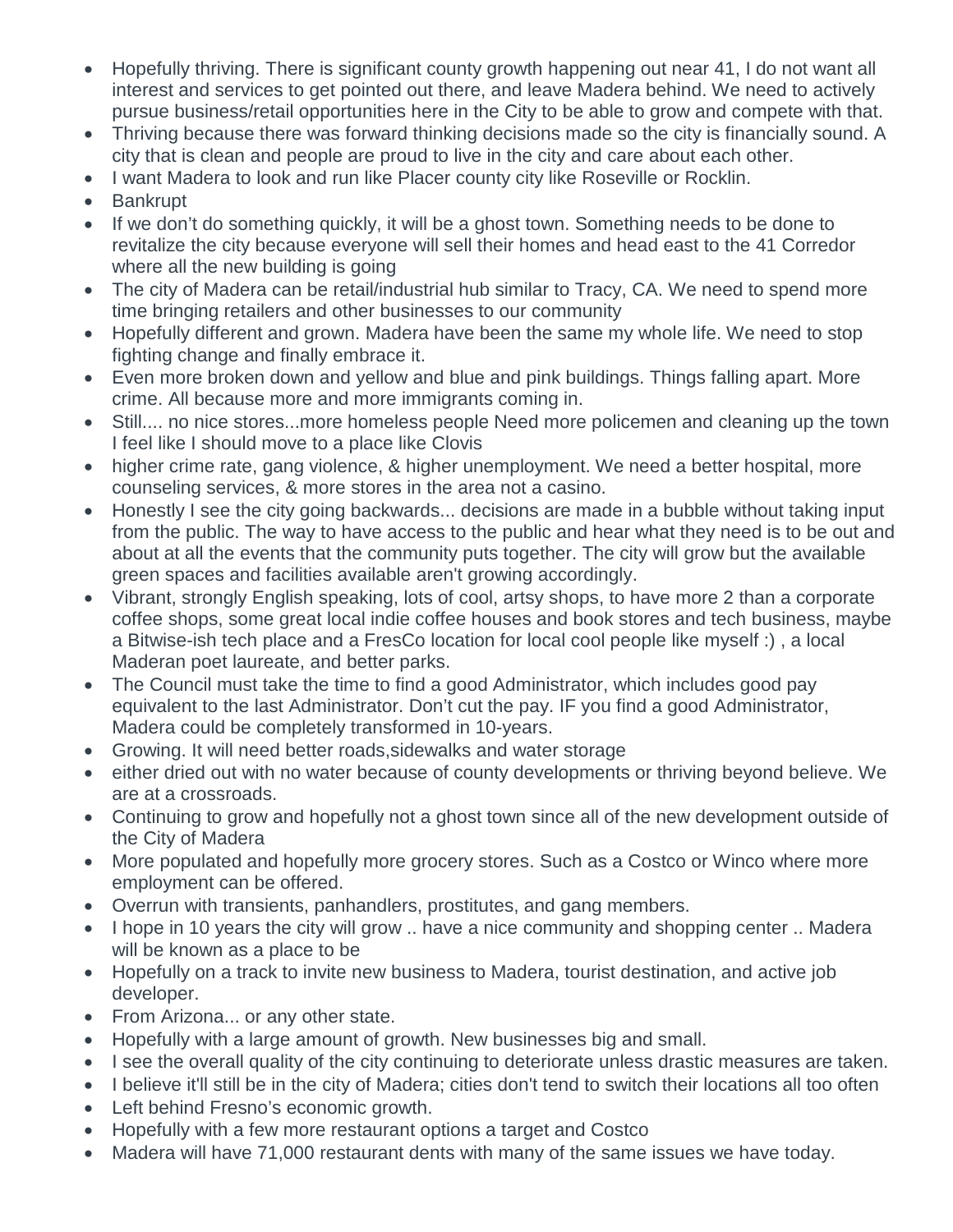- Hopefully thriving. There is significant county growth happening out near 41, I do not want all interest and services to get pointed out there, and leave Madera behind. We need to actively pursue business/retail opportunities here in the City to be able to grow and compete with that.
- Thriving because there was forward thinking decisions made so the city is financially sound. A city that is clean and people are proud to live in the city and care about each other.
- I want Madera to look and run like Placer county city like Roseville or Rocklin.
- Bankrupt
- If we don't do something quickly, it will be a ghost town. Something needs to be done to revitalize the city because everyone will sell their homes and head east to the 41 Corredor where all the new building is going
- The city of Madera can be retail/industrial hub similar to Tracy, CA. We need to spend more time bringing retailers and other businesses to our community
- Hopefully different and grown. Madera have been the same my whole life. We need to stop fighting change and finally embrace it.
- Even more broken down and yellow and blue and pink buildings. Things falling apart. More crime. All because more and more immigrants coming in.
- Still.... no nice stores...more homeless people Need more policemen and cleaning up the town I feel like I should move to a place like Clovis
- higher crime rate, gang violence, & higher unemployment. We need a better hospital, more counseling services, & more stores in the area not a casino.
- Honestly I see the city going backwards... decisions are made in a bubble without taking input from the public. The way to have access to the public and hear what they need is to be out and about at all the events that the community puts together. The city will grow but the available green spaces and facilities available aren't growing accordingly.
- Vibrant, strongly English speaking, lots of cool, artsy shops, to have more 2 than a corporate coffee shops, some great local indie coffee houses and book stores and tech business, maybe a Bitwise-ish tech place and a FresCo location for local cool people like myself :) , a local Maderan poet laureate, and better parks.
- The Council must take the time to find a good Administrator, which includes good pay equivalent to the last Administrator. Don't cut the pay. IF you find a good Administrator, Madera could be completely transformed in 10-years.
- Growing. It will need better roads,sidewalks and water storage
- either dried out with no water because of county developments or thriving beyond believe. We are at a crossroads.
- Continuing to grow and hopefully not a ghost town since all of the new development outside of the City of Madera
- More populated and hopefully more grocery stores. Such as a Costco or Winco where more employment can be offered.
- Overrun with transients, panhandlers, prostitutes, and gang members.
- I hope in 10 years the city will grow .. have a nice community and shopping center .. Madera will be known as a place to be
- Hopefully on a track to invite new business to Madera, tourist destination, and active job developer.
- From Arizona... or any other state.
- Hopefully with a large amount of growth. New businesses big and small.
- I see the overall quality of the city continuing to deteriorate unless drastic measures are taken.
- I believe it'll still be in the city of Madera; cities don't tend to switch their locations all too often
- Left behind Fresno's economic growth.
- Hopefully with a few more restaurant options a target and Costco
- Madera will have 71,000 restaurant dents with many of the same issues we have today.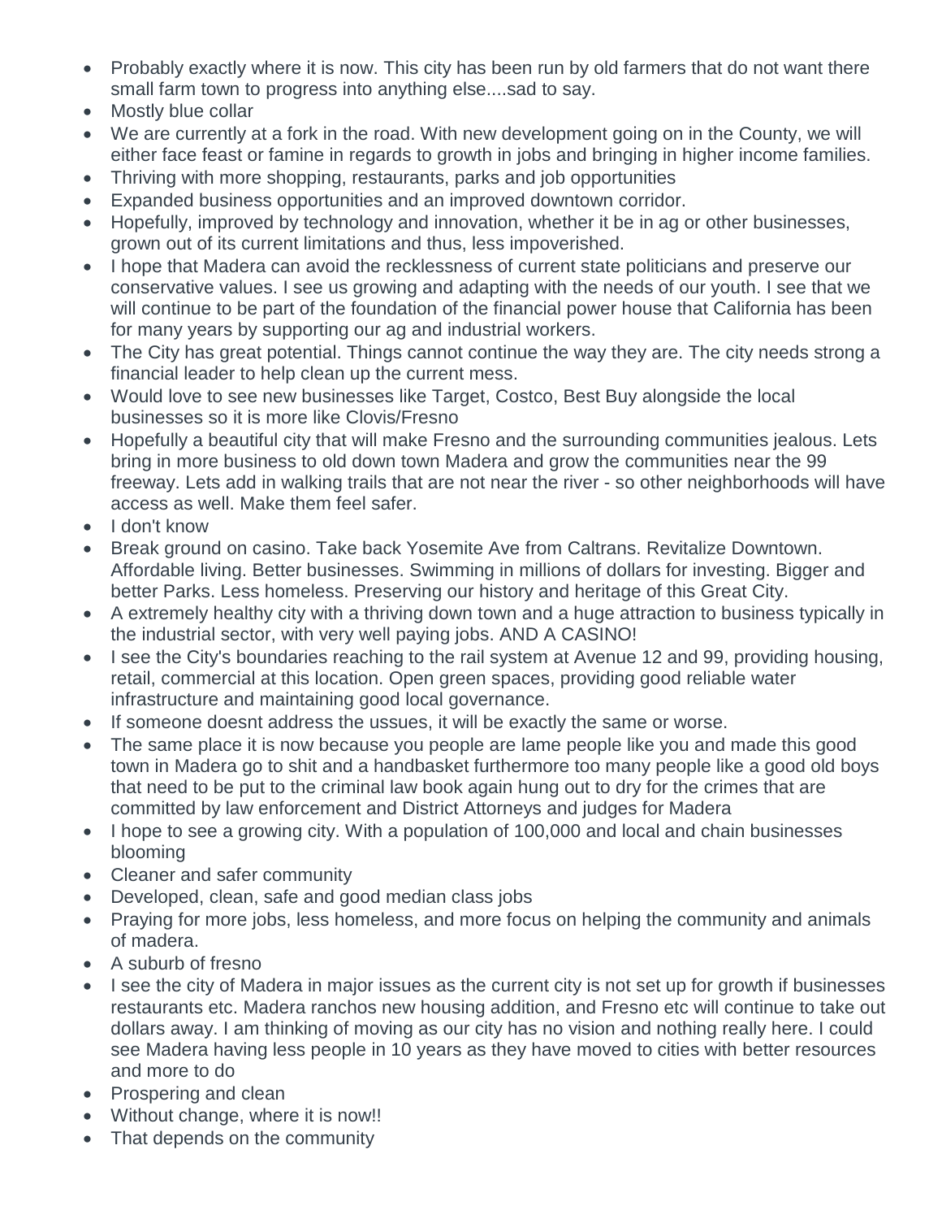- Probably exactly where it is now. This city has been run by old farmers that do not want there small farm town to progress into anything else....sad to say.
- Mostly blue collar
- We are currently at a fork in the road. With new development going on in the County, we will either face feast or famine in regards to growth in jobs and bringing in higher income families.
- Thriving with more shopping, restaurants, parks and job opportunities
- Expanded business opportunities and an improved downtown corridor.
- Hopefully, improved by technology and innovation, whether it be in ag or other businesses, grown out of its current limitations and thus, less impoverished.
- I hope that Madera can avoid the recklessness of current state politicians and preserve our conservative values. I see us growing and adapting with the needs of our youth. I see that we will continue to be part of the foundation of the financial power house that California has been for many years by supporting our ag and industrial workers.
- The City has great potential. Things cannot continue the way they are. The city needs strong a financial leader to help clean up the current mess.
- Would love to see new businesses like Target, Costco, Best Buy alongside the local businesses so it is more like Clovis/Fresno
- Hopefully a beautiful city that will make Fresno and the surrounding communities jealous. Lets bring in more business to old down town Madera and grow the communities near the 99 freeway. Lets add in walking trails that are not near the river - so other neighborhoods will have access as well. Make them feel safer.
- I don't know
- Break ground on casino. Take back Yosemite Ave from Caltrans. Revitalize Downtown. Affordable living. Better businesses. Swimming in millions of dollars for investing. Bigger and better Parks. Less homeless. Preserving our history and heritage of this Great City.
- A extremely healthy city with a thriving down town and a huge attraction to business typically in the industrial sector, with very well paying jobs. AND A CASINO!
- I see the City's boundaries reaching to the rail system at Avenue 12 and 99, providing housing, retail, commercial at this location. Open green spaces, providing good reliable water infrastructure and maintaining good local governance.
- If someone doesnt address the ussues, it will be exactly the same or worse.
- The same place it is now because you people are lame people like you and made this good town in Madera go to shit and a handbasket furthermore too many people like a good old boys that need to be put to the criminal law book again hung out to dry for the crimes that are committed by law enforcement and District Attorneys and judges for Madera
- I hope to see a growing city. With a population of 100,000 and local and chain businesses blooming
- Cleaner and safer community
- Developed, clean, safe and good median class jobs
- Praying for more jobs, less homeless, and more focus on helping the community and animals of madera.
- A suburb of fresno
- I see the city of Madera in major issues as the current city is not set up for growth if businesses restaurants etc. Madera ranchos new housing addition, and Fresno etc will continue to take out dollars away. I am thinking of moving as our city has no vision and nothing really here. I could see Madera having less people in 10 years as they have moved to cities with better resources and more to do
- Prospering and clean
- Without change, where it is now!!
- That depends on the community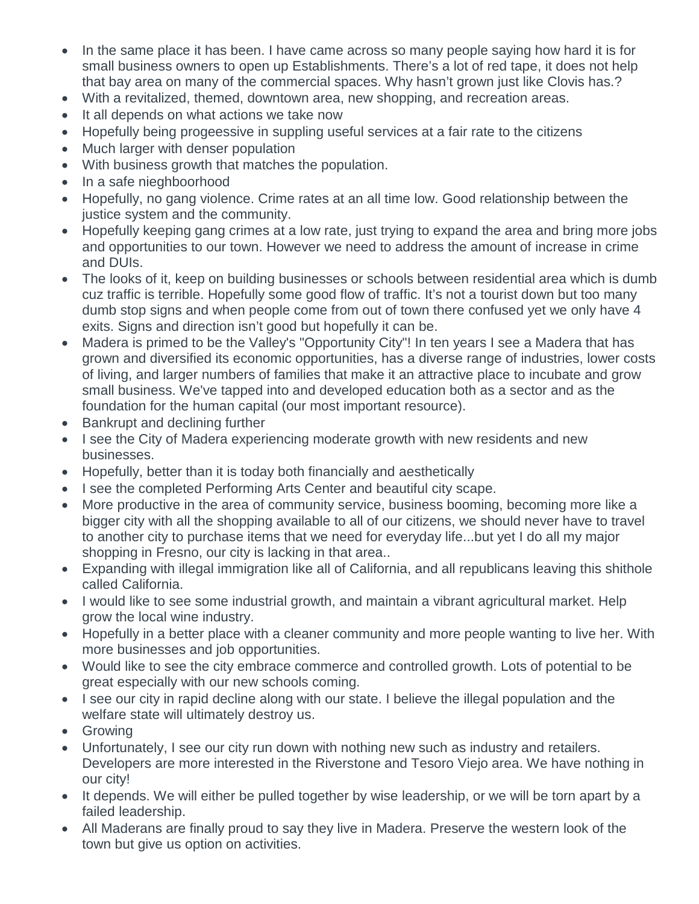- In the same place it has been. I have came across so many people saying how hard it is for small business owners to open up Establishments. There's a lot of red tape, it does not help that bay area on many of the commercial spaces. Why hasn't grown just like Clovis has.?
- With a revitalized, themed, downtown area, new shopping, and recreation areas.
- It all depends on what actions we take now
- Hopefully being progeessive in suppling useful services at a fair rate to the citizens
- Much larger with denser population
- With business growth that matches the population.
- In a safe nieghboorhood
- Hopefully, no gang violence. Crime rates at an all time low. Good relationship between the justice system and the community.
- Hopefully keeping gang crimes at a low rate, just trying to expand the area and bring more jobs and opportunities to our town. However we need to address the amount of increase in crime and DUIs.
- The looks of it, keep on building businesses or schools between residential area which is dumb cuz traffic is terrible. Hopefully some good flow of traffic. It's not a tourist down but too many dumb stop signs and when people come from out of town there confused yet we only have 4 exits. Signs and direction isn't good but hopefully it can be.
- Madera is primed to be the Valley's "Opportunity City"! In ten years I see a Madera that has grown and diversified its economic opportunities, has a diverse range of industries, lower costs of living, and larger numbers of families that make it an attractive place to incubate and grow small business. We've tapped into and developed education both as a sector and as the foundation for the human capital (our most important resource).
- Bankrupt and declining further
- I see the City of Madera experiencing moderate growth with new residents and new businesses.
- Hopefully, better than it is today both financially and aesthetically
- I see the completed Performing Arts Center and beautiful city scape.
- More productive in the area of community service, business booming, becoming more like a bigger city with all the shopping available to all of our citizens, we should never have to travel to another city to purchase items that we need for everyday life...but yet I do all my major shopping in Fresno, our city is lacking in that area..
- Expanding with illegal immigration like all of California, and all republicans leaving this shithole called California.
- I would like to see some industrial growth, and maintain a vibrant agricultural market. Help grow the local wine industry.
- Hopefully in a better place with a cleaner community and more people wanting to live her. With more businesses and job opportunities.
- Would like to see the city embrace commerce and controlled growth. Lots of potential to be great especially with our new schools coming.
- I see our city in rapid decline along with our state. I believe the illegal population and the welfare state will ultimately destroy us.
- Growing
- Unfortunately, I see our city run down with nothing new such as industry and retailers. Developers are more interested in the Riverstone and Tesoro Viejo area. We have nothing in our city!
- It depends. We will either be pulled together by wise leadership, or we will be torn apart by a failed leadership.
- All Maderans are finally proud to say they live in Madera. Preserve the western look of the town but give us option on activities.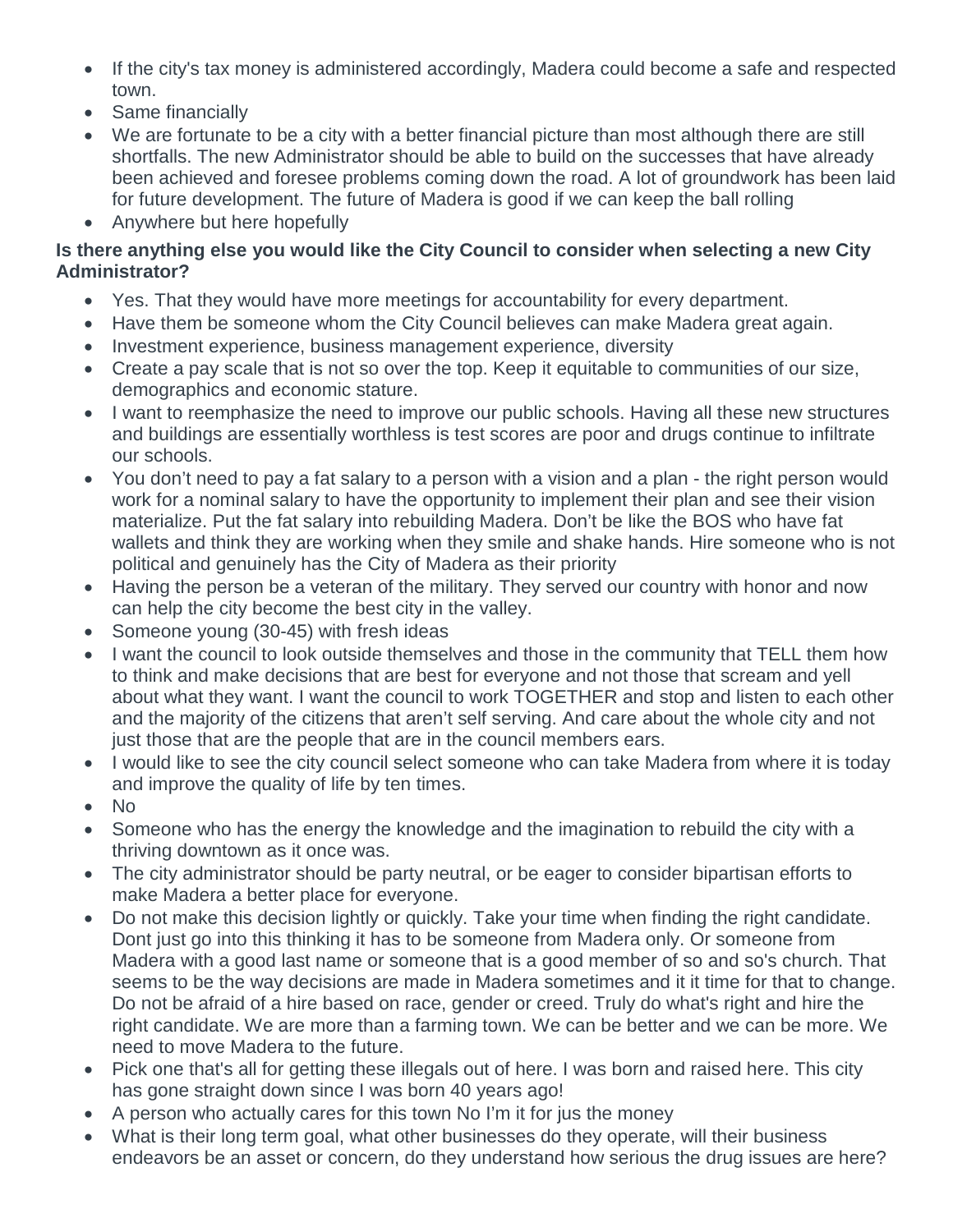- If the city's tax money is administered accordingly, Madera could become a safe and respected town.
- Same financially
- We are fortunate to be a city with a better financial picture than most although there are still shortfalls. The new Administrator should be able to build on the successes that have already been achieved and foresee problems coming down the road. A lot of groundwork has been laid for future development. The future of Madera is good if we can keep the ball rolling
- Anywhere but here hopefully

**Is there anything else you would like the City Council to consider when selecting a new City Administrator?**

- Yes. That they would have more meetings for accountability for every department.
- Have them be someone whom the City Council believes can make Madera great again.
- Investment experience, business management experience, diversity
- Create a pay scale that is not so over the top. Keep it equitable to communities of our size, demographics and economic stature.
- I want to reemphasize the need to improve our public schools. Having all these new structures and buildings are essentially worthless is test scores are poor and drugs continue to infiltrate our schools.
- You don't need to pay a fat salary to a person with a vision and a plan - the right person would work for a nominal salary to have the opportunity to implement their plan and see their vision materialize. Put the fat salary into rebuilding Madera. Don't be like the BOS who have fat wallets and think they are working when they smile and shake hands. Hire someone who is not political and genuinely has the City of Madera as their priority
- Having the person be a veteran of the military. They served our country with honor and now can help the city become the best city in the valley.
- Someone young (30-45) with fresh ideas
- I want the council to look outside themselves and those in the community that TELL them how to think and make decisions that are best for everyone and not those that scream and yell about what they want. I want the council to work TOGETHER and stop and listen to each other and the majority of the citizens that aren't self serving. And care about the whole city and not just those that are the people that are in the council members ears.
- I would like to see the city council select someone who can take Madera from where it is today and improve the quality of life by ten times.
- No
- Someone who has the energy the knowledge and the imagination to rebuild the city with a thriving downtown as it once was.
- The city administrator should be party neutral, or be eager to consider bipartisan efforts to make Madera a better place for everyone.
- Do not make this decision lightly or quickly. Take your time when finding the right candidate. Dont just go into this thinking it has to be someone from Madera only. Or someone from Madera with a good last name or someone that is a good member of so and so's church. That seems to be the way decisions are made in Madera sometimes and it it time for that to change. Do not be afraid of a hire based on race, gender or creed. Truly do what's right and hire the right candidate. We are more than a farming town. We can be better and we can be more. We need to move Madera to the future.
- Pick one that's all for getting these illegals out of here. I was born and raised here. This city has gone straight down since I was born 40 years ago!
- A person who actually cares for this town No I'm it for jus the money
- What is their long term goal, what other businesses do they operate, will their business endeavors be an asset or concern, do they understand how serious the drug issues are here?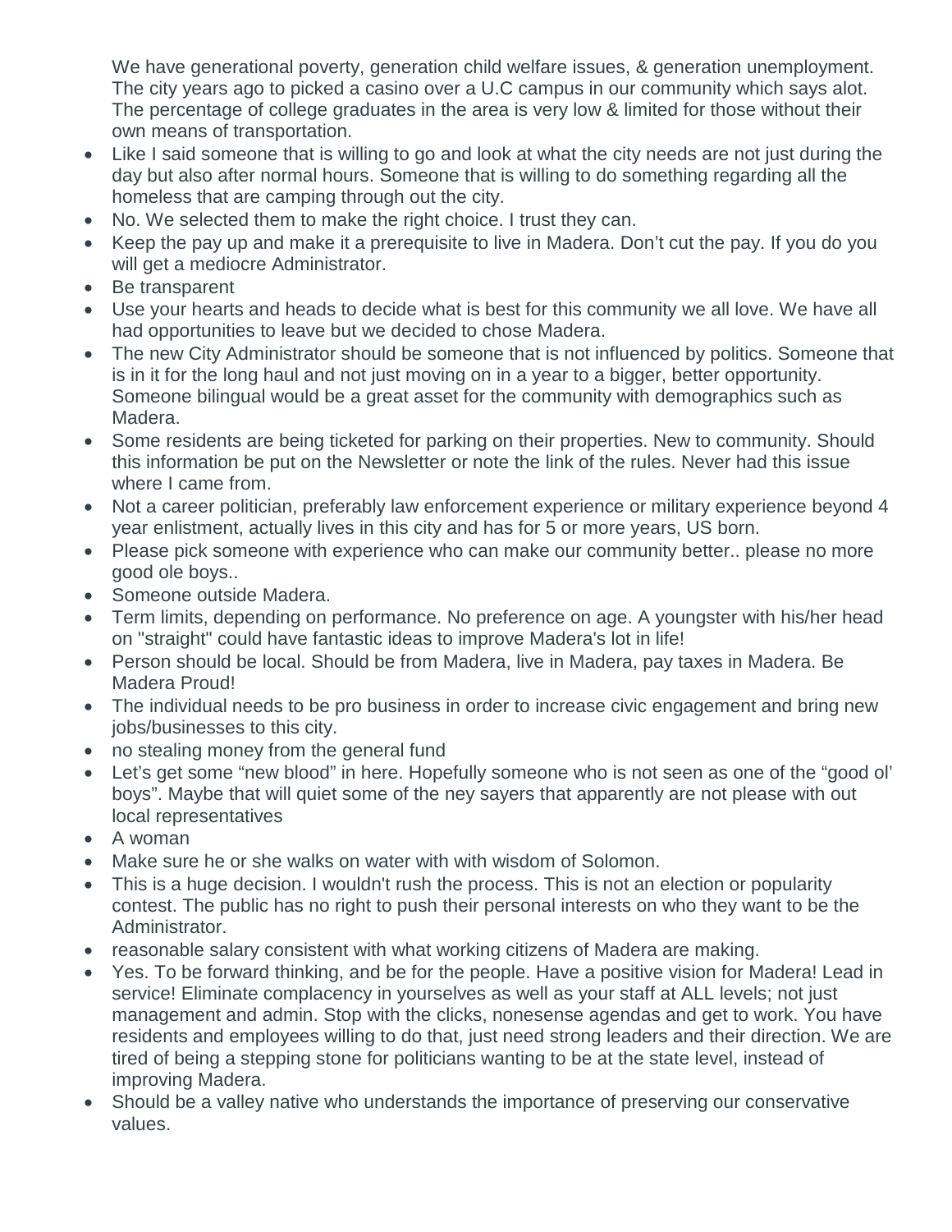We have generational poverty, generation child welfare issues, & generation unemployment. The city years ago to picked a casino over a U.C campus in our community which says alot. The percentage of college graduates in the area is very low & limited for those without their own means of transportation.

- Like I said someone that is willing to go and look at what the city needs are not just during the day but also after normal hours. Someone that is willing to do something regarding all the homeless that are camping through out the city.
- No. We selected them to make the right choice. I trust they can.
- Keep the pay up and make it a prerequisite to live in Madera. Don't cut the pay. If you do you will get a mediocre Administrator.
- Be transparent
- Use your hearts and heads to decide what is best for this community we all love. We have all had opportunities to leave but we decided to chose Madera.
- The new City Administrator should be someone that is not influenced by politics. Someone that is in it for the long haul and not just moving on in a year to a bigger, better opportunity. Someone bilingual would be a great asset for the community with demographics such as Madera.
- Some residents are being ticketed for parking on their properties. New to community. Should this information be put on the Newsletter or note the link of the rules. Never had this issue where I came from.
- Not a career politician, preferably law enforcement experience or military experience beyond 4 year enlistment, actually lives in this city and has for 5 or more years, US born.
- Please pick someone with experience who can make our community better.. please no more good ole boys..
- Someone outside Madera.
- Term limits, depending on performance. No preference on age. A youngster with his/her head on "straight" could have fantastic ideas to improve Madera's lot in life!
- Person should be local. Should be from Madera, live in Madera, pay taxes in Madera. Be Madera Proud!
- The individual needs to be pro business in order to increase civic engagement and bring new jobs/businesses to this city.
- no stealing money from the general fund
- Let's get some "new blood" in here. Hopefully someone who is not seen as one of the "good ol' boys". Maybe that will quiet some of the ney sayers that apparently are not please with out local representatives
- A woman
- Make sure he or she walks on water with with wisdom of Solomon.
- This is a huge decision. I wouldn't rush the process. This is not an election or popularity contest. The public has no right to push their personal interests on who they want to be the Administrator.
- reasonable salary consistent with what working citizens of Madera are making.
- Yes. To be forward thinking, and be for the people. Have a positive vision for Madera! Lead in service! Eliminate complacency in yourselves as well as your staff at ALL levels; not just management and admin. Stop with the clicks, nonesense agendas and get to work. You have residents and employees willing to do that, just need strong leaders and their direction. We are tired of being a stepping stone for politicians wanting to be at the state level, instead of improving Madera.
- Should be a valley native who understands the importance of preserving our conservative values.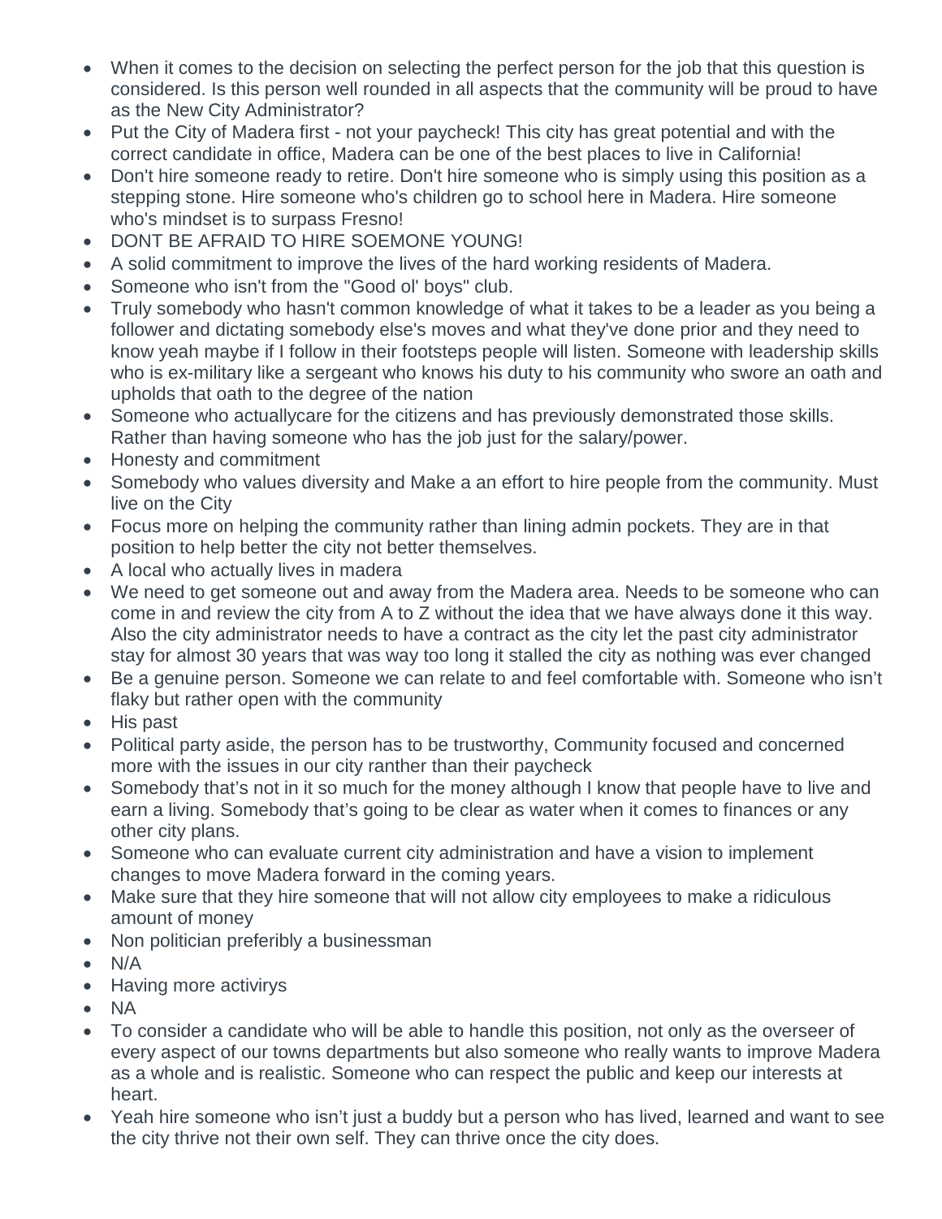- When it comes to the decision on selecting the perfect person for the job that this question is considered. Is this person well rounded in all aspects that the community will be proud to have as the New City Administrator?
- Put the City of Madera first - not your paycheck! This city has great potential and with the correct candidate in office, Madera can be one of the best places to live in California!
- Don't hire someone ready to retire. Don't hire someone who is simply using this position as a stepping stone. Hire someone who's children go to school here in Madera. Hire someone who's mindset is to surpass Fresno!
- DONT BE AFRAID TO HIRE SOEMONE YOUNG!
- A solid commitment to improve the lives of the hard working residents of Madera.
- Someone who isn't from the "Good ol' boys" club.
- Truly somebody who hasn't common knowledge of what it takes to be a leader as you being a follower and dictating somebody else's moves and what they've done prior and they need to know yeah maybe if I follow in their footsteps people will listen. Someone with leadership skills who is ex-military like a sergeant who knows his duty to his community who swore an oath and upholds that oath to the degree of the nation
- Someone who actuallycare for the citizens and has previously demonstrated those skills. Rather than having someone who has the job just for the salary/power.
- Honesty and commitment
- Somebody who values diversity and Make a an effort to hire people from the community. Must live on the City
- Focus more on helping the community rather than lining admin pockets. They are in that position to help better the city not better themselves.
- A local who actually lives in madera
- We need to get someone out and away from the Madera area. Needs to be someone who can come in and review the city from A to Z without the idea that we have always done it this way. Also the city administrator needs to have a contract as the city let the past city administrator stay for almost 30 years that was way too long it stalled the city as nothing was ever changed
- Be a genuine person. Someone we can relate to and feel comfortable with. Someone who isn't flaky but rather open with the community
- His past
- Political party aside, the person has to be trustworthy, Community focused and concerned more with the issues in our city ranther than their paycheck
- Somebody that's not in it so much for the money although I know that people have to live and earn a living. Somebody that's going to be clear as water when it comes to finances or any other city plans.
- Someone who can evaluate current city administration and have a vision to implement changes to move Madera forward in the coming years.
- Make sure that they hire someone that will not allow city employees to make a ridiculous amount of money
- Non politician preferibly a businessman
- N/A
- Having more activirys
- NA
- To consider a candidate who will be able to handle this position, not only as the overseer of every aspect of our towns departments but also someone who really wants to improve Madera as a whole and is realistic. Someone who can respect the public and keep our interests at heart.
- Yeah hire someone who isn't just a buddy but a person who has lived, learned and want to see the city thrive not their own self. They can thrive once the city does.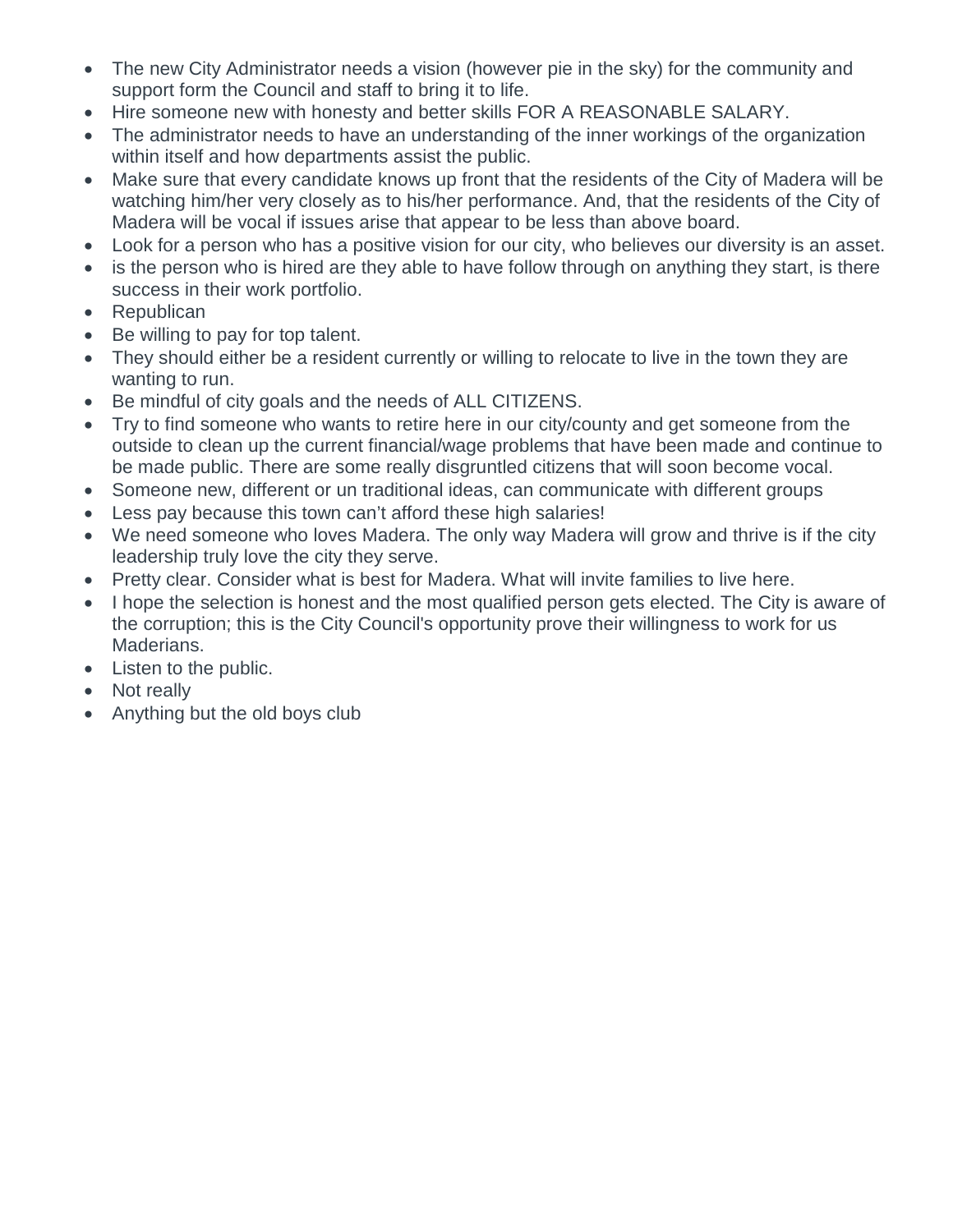- The new City Administrator needs a vision (however pie in the sky) for the community and support form the Council and staff to bring it to life.
- Hire someone new with honesty and better skills FOR A REASONABLE SALARY.
- The administrator needs to have an understanding of the inner workings of the organization within itself and how departments assist the public.
- Make sure that every candidate knows up front that the residents of the City of Madera will be watching him/her very closely as to his/her performance. And, that the residents of the City of Madera will be vocal if issues arise that appear to be less than above board.
- Look for a person who has a positive vision for our city, who believes our diversity is an asset.
- is the person who is hired are they able to have follow through on anything they start, is there success in their work portfolio.
- Republican
- Be willing to pay for top talent.
- They should either be a resident currently or willing to relocate to live in the town they are wanting to run.
- Be mindful of city goals and the needs of ALL CITIZENS.
- Try to find someone who wants to retire here in our city/county and get someone from the outside to clean up the current financial/wage problems that have been made and continue to be made public. There are some really disgruntled citizens that will soon become vocal.
- Someone new, different or un traditional ideas, can communicate with different groups
- Less pay because this town can't afford these high salaries!
- We need someone who loves Madera. The only way Madera will grow and thrive is if the city leadership truly love the city they serve.
- Pretty clear. Consider what is best for Madera. What will invite families to live here.
- I hope the selection is honest and the most qualified person gets elected. The City is aware of the corruption; this is the City Council's opportunity prove their willingness to work for us Maderians.
- Listen to the public.
- Not really
- Anything but the old boys club